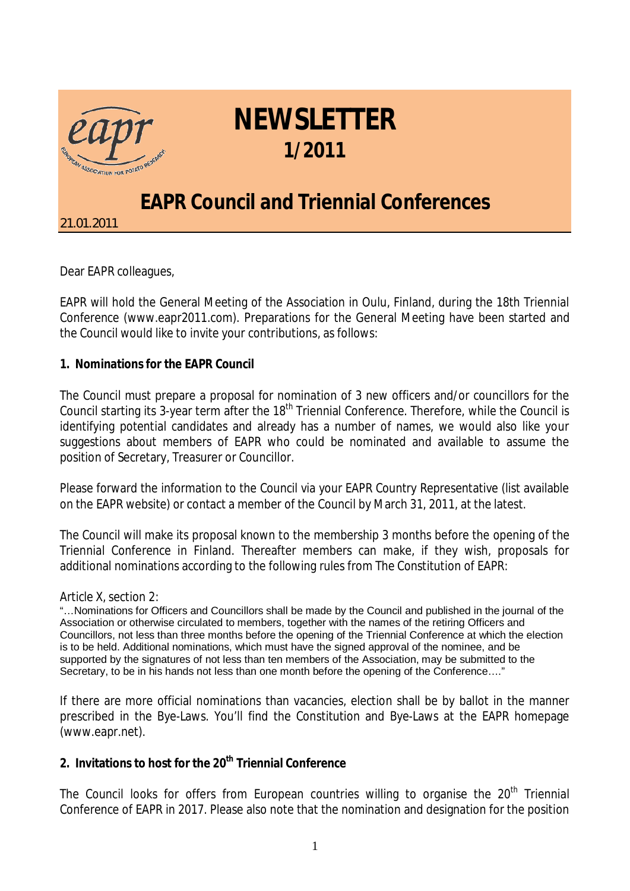# NEWSLETTER
## 1/2011

## EAPR Council and Triennial Conferences

21.01.2011

Dear EAPR colleagues,

EAPR will hold the General Meeting of the Association in Oulu, Finland, during the 18th Triennial Conference (www.eapr2011.com). Preparations for the General Meeting have been started and the Council would like to invite your contributions, as follows:

**1. Nominations for the EAPR Council**

The Council must prepare a proposal for nomination of 3 new officers and/or councillors for the Council starting its 3-year term after the 18th Triennial Conference. Therefore, while the Council is identifying potential candidates and already has a number of names, we would also like your suggestions about members of EAPR who could be nominated and available to assume the position of Secretary, Treasurer or Councillor.

Please forward the information to the Council via your EAPR Country Representative (list available on the EAPR website) or contact a member of the Council by March 31, 2011, at the latest.

The Council will make its proposal known to the membership 3 months before the opening of the Triennial Conference in Finland. Thereafter members can make, if they wish, proposals for additional nominations according to the following rules from The Constitution of EAPR:

Article X, section 2:

"…Nominations for Officers and Councillors shall be made by the Council and published in the journal of the Association or otherwise circulated to members, together with the names of the retiring Officers and Councillors, not less than three months before the opening of the Triennial Conference at which the election is to be held. Additional nominations, which must have the signed approval of the nominee, and be supported by the signatures of not less than ten members of the Association, may be submitted to the Secretary, to be in his hands not less than one month before the opening of the Conference…."

If there are more official nominations than vacancies, election shall be by ballot in the manner prescribed in the Bye-Laws. You'll find the Constitution and Bye-Laws at the EAPR homepage (www.eapr.net).

**2. Invitations to host for the 20th Triennial Conference**

The Council looks for offers from European countries willing to organise the 20th Triennial Conference of EAPR in 2017. Please also note that the nomination and designation for the position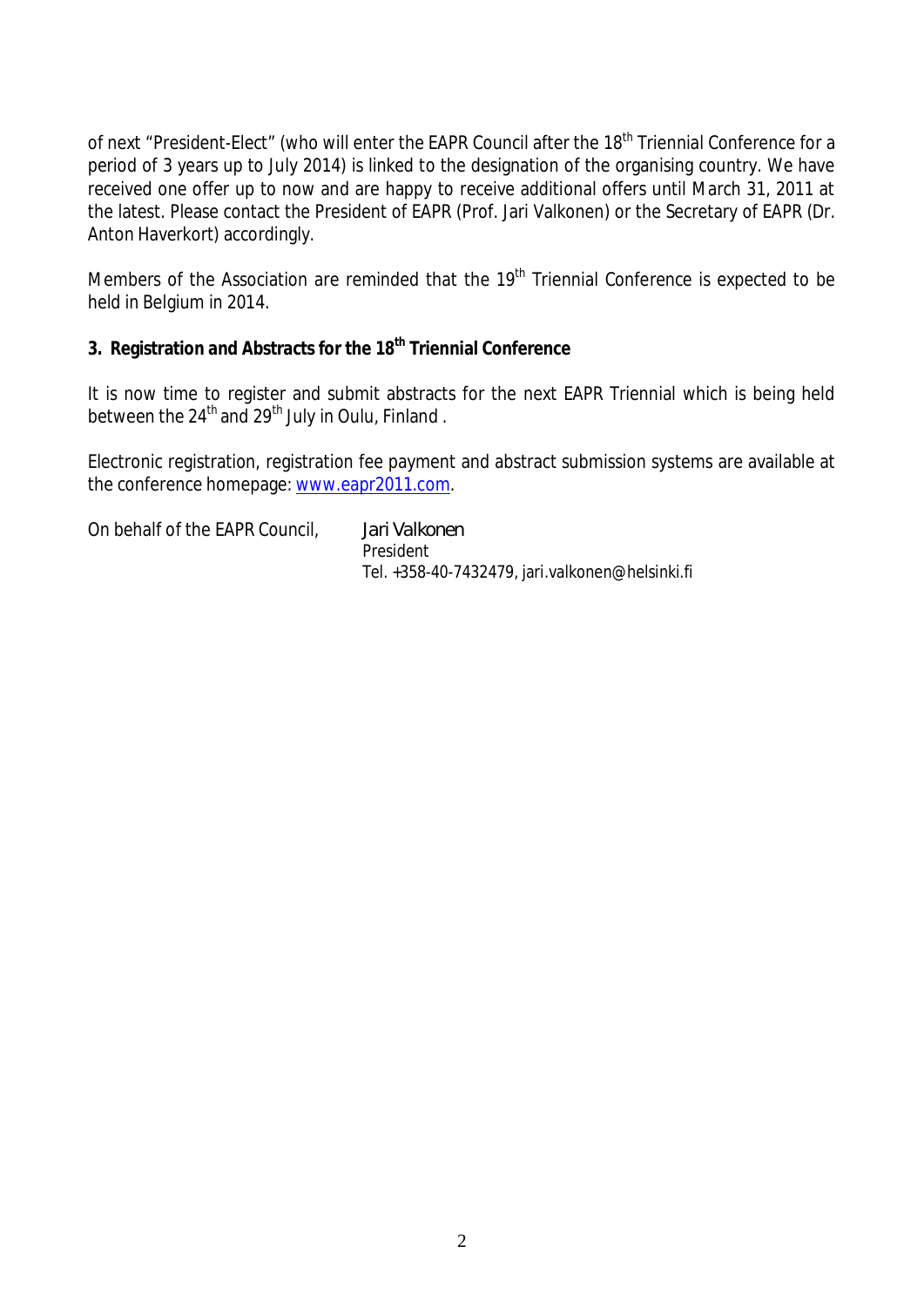of next “President-Elect” (who will enter the EAPR Council after the 18th Triennial Conference for a period of 3 years up to July 2014) is linked to the designation of the organising country. We have received one offer up to now and are happy to receive additional offers until March 31, 2011 at the latest. Please contact the President of EAPR (Prof. Jari Valkonen) or the Secretary of EAPR (Dr. Anton Haverkort) accordingly.

Members of the Association are reminded that the 19th Triennial Conference is expected to be held in Belgium in 2014.

**3. Registration and Abstracts for the 18th Triennial Conference**

It is now time to register and submit abstracts for the next EAPR Triennial which is being held between the 24th and 29th July in Oulu, Finland .

Electronic registration, registration fee payment and abstract submission systems are available at the conference homepage: www.eapr2011.com.

On behalf of the EAPR Council, Jari Valkonen
President
Tel. +358-40-7432479, jari.valkonen@helsinki.fi